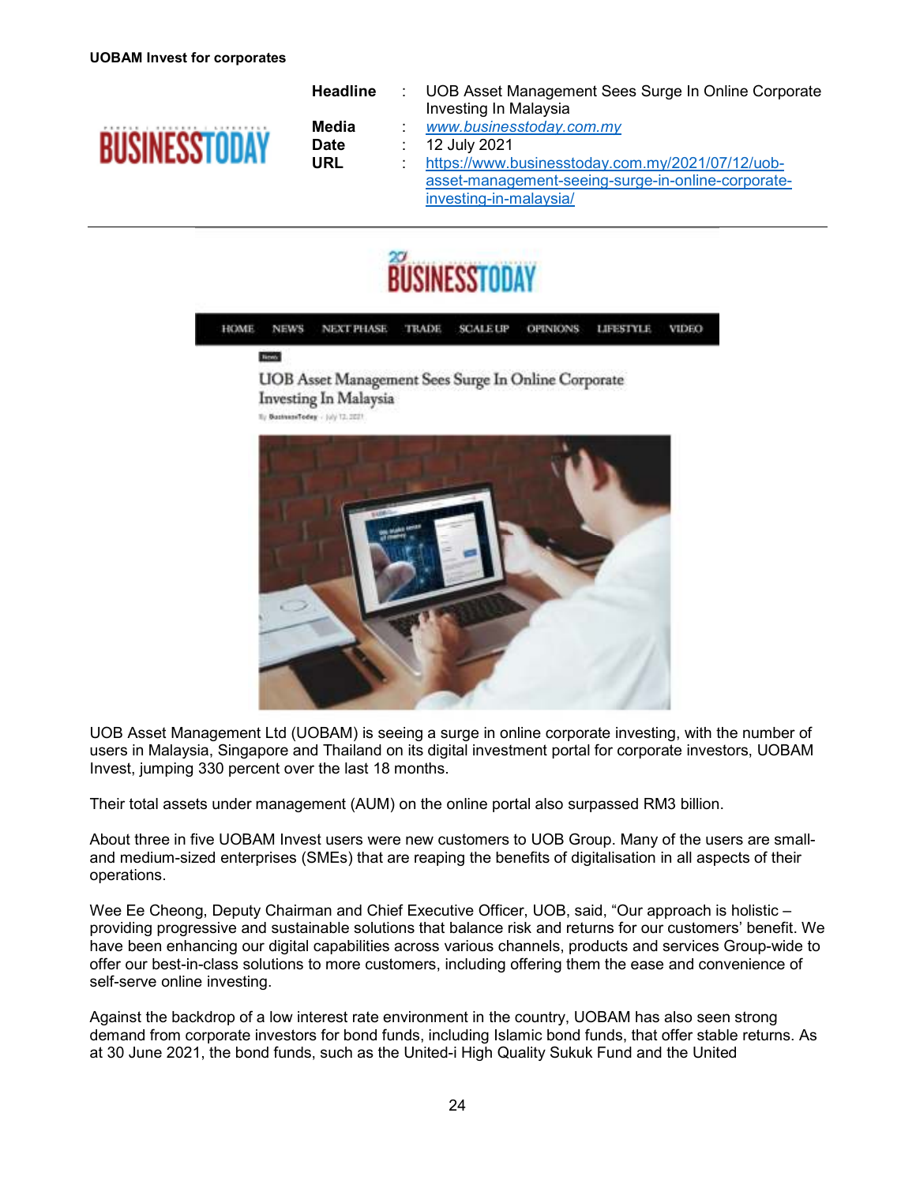**UOBAM Invest for corporates**

| | | |
|---|---|---|
| **Headline** | : | UOB Asset Management Sees Surge In Online Corporate Investing In Malaysia |
| **Media** | : | *www.businesstoday.com.my* |
| **Date** | : | 12 July 2021 |
| **URL** | : | https://www.businesstoday.com.my/2021/07/12/uob-asset-management-seeing-surge-in-online-corporate-investing-in-malaysia/ |

HOME NEWS NEXT PHASE TRADE SCALE UP OPINIONS LIFESTYLE VIDEO

News

# UOB Asset Management Sees Surge In Online Corporate Investing In Malaysia

By BusinessToday - July 12, 2021

UOB Asset Management Ltd (UOBAM) is seeing a surge in online corporate investing, with the number of users in Malaysia, Singapore and Thailand on its digital investment portal for corporate investors, UOBAM Invest, jumping 330 percent over the last 18 months.

Their total assets under management (AUM) on the online portal also surpassed RM3 billion.

About three in five UOBAM Invest users were new customers to UOB Group. Many of the users are small- and medium-sized enterprises (SMEs) that are reaping the benefits of digitalisation in all aspects of their operations.

Wee Ee Cheong, Deputy Chairman and Chief Executive Officer, UOB, said, "Our approach is holistic – providing progressive and sustainable solutions that balance risk and returns for our customers' benefit. We have been enhancing our digital capabilities across various channels, products and services Group-wide to offer our best-in-class solutions to more customers, including offering them the ease and convenience of self-serve online investing.

Against the backdrop of a low interest rate environment in the country, UOBAM has also seen strong demand from corporate investors for bond funds, including Islamic bond funds, that offer stable returns. As at 30 June 2021, the bond funds, such as the United-i High Quality Sukuk Fund and the United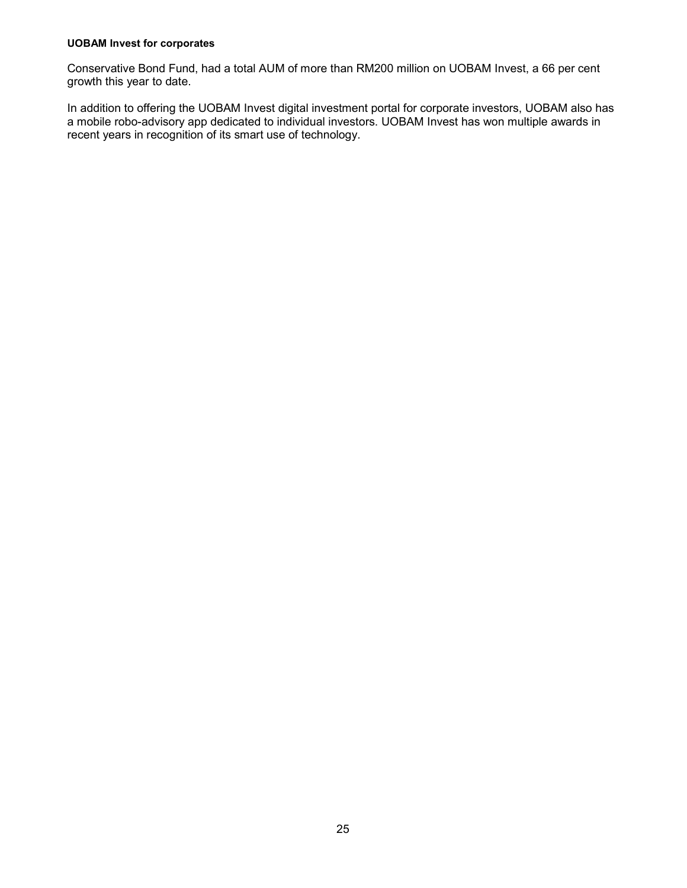**UOBAM Invest for corporates**

Conservative Bond Fund, had a total AUM of more than RM200 million on UOBAM Invest, a 66 per cent growth this year to date.

In addition to offering the UOBAM Invest digital investment portal for corporate investors, UOBAM also has a mobile robo-advisory app dedicated to individual investors. UOBAM Invest has won multiple awards in recent years in recognition of its smart use of technology.